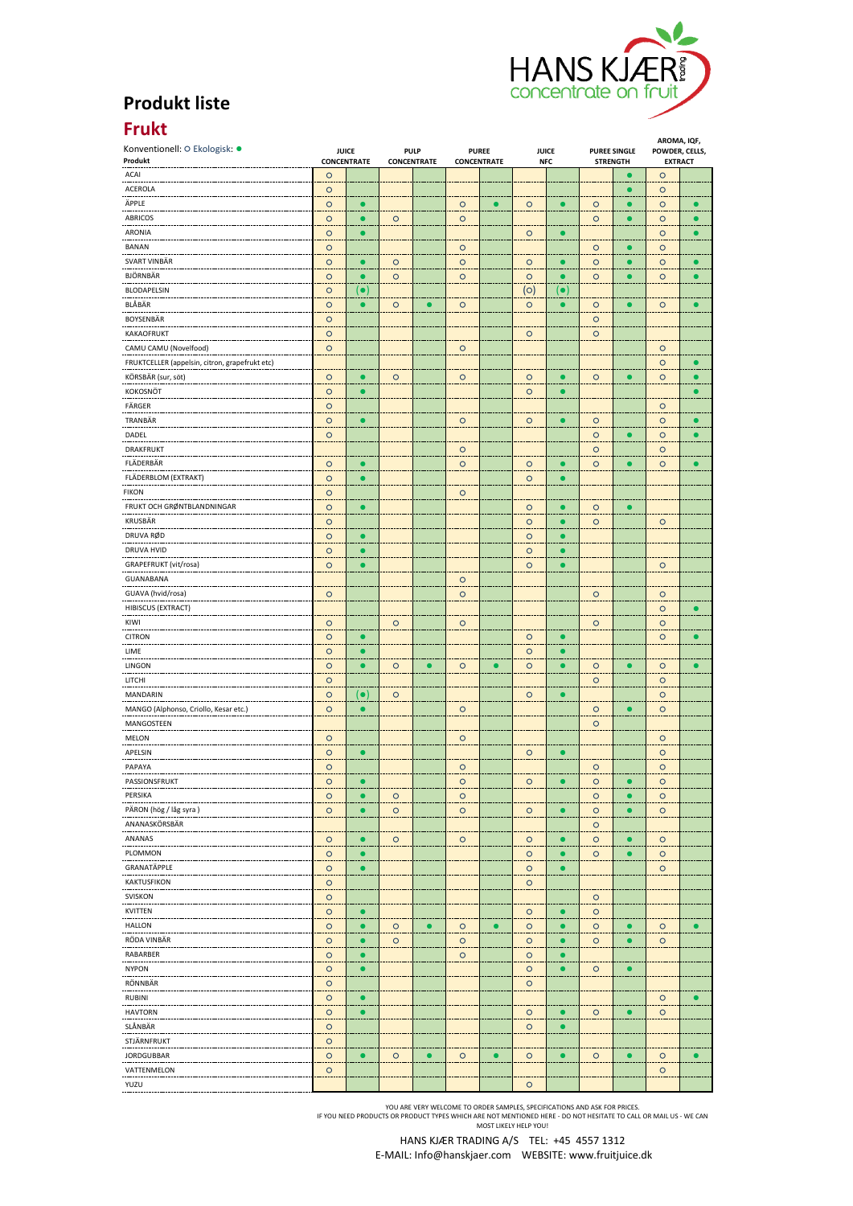## Produkt liste

## Frukt

Konventionell: ○ Ekologisk: ●

| Produkt | JUICE CONCENTRATE | | PULP CONCENTRATE | | PUREE CONCENTRATE | | JUICE NFC | | PUREE SINGLE STRENGTH | | AROMA, IQF, POWDER, CELLS, EXTRACT | |
|---|---|---|---|---|---|---|---|---|---|---|---|---|
| ACAI | ○ | | | | | | | | | ● | ○ | |
| ACEROLA | ○ | | | | | | | | | ● | ○ | |
| ÄPPLE | ○ | ● | | | ○ | ● | ○ | ● | ○ | ● | ○ | ● |
| ABRICOS | ○ | ● | ○ | | ○ | | | | ○ | ● | ○ | ● |
| ARONIA | ○ | ● | | | | | ○ | ● | | | ○ | ● |
| BANAN | ○ | | | | ○ | | | | ○ | ● | ○ | |
| SVART VINBÄR | ○ | ● | ○ | | ○ | | ○ | ● | ○ | ● | ○ | ● |
| BJÖRNBÄR | ○ | ● | ○ | | ○ | | ○ | ● | ○ | ● | ○ | ● |
| BLODAPELSIN | ○ | (●) | | | | | (○) | (●) | | | | |
| BLÅBÄR | ○ | ● | ○ | ● | ○ | | ○ | ● | ○ | ● | ○ | ● |
| BOYSENBÄR | ○ | | | | | | | | ○ | | | |
| KAKAOFRUKT | ○ | | | | | | ○ | | ○ | | | |
| CAMU CAMU (Novelfood) | ○ | | | | ○ | | | | | | ○ | |
| FRUKTCELLER (appelsin, citron, grapefrukt etc) | | | | | | | | | | | ○ | ● |
| KÖRSBÄR (sur, söt) | ○ | ● | ○ | | ○ | | ○ | ● | ○ | ● | ○ | ● |
| KOKOSNÖT | ○ | ● | | | | | ○ | ● | | | | ● |
| FÄRGER | ○ | | | | | | | | | | ○ | |
| TRANBÄR | ○ | ● | | | ○ | | ○ | ● | ○ | | ○ | ● |
| DADEL | ○ | | | | | | | | ○ | ● | ○ | ● |
| DRAKFRUKT | | | | | ○ | | | | ○ | | ○ | |
| FLÄDERBÄR | ○ | ● | | | ○ | | ○ | ● | ○ | ● | ○ | ● |
| FLÄDERBLOM (EXTRAKT) | ○ | ● | | | | | ○ | ● | | | | |
| FIKON | ○ | | | | ○ | | | | | | | |
| FRUKT OCH GRØNTBLANDNINGAR | ○ | ● | | | | | ○ | ● | ○ | ● | | |
| KRUSBÄR | ○ | | | | | | ○ | ● | ○ | | ○ | |
| DRUVA RØD | ○ | ● | | | | | ○ | ● | | | | |
| DRUVA HVID | ○ | ● | | | | | ○ | ● | | | | |
| GRAPEFRUKT (vit/rosa) | ○ | ● | | | | | ○ | ● | | | ○ | |
| GUANABANA | | | | | ○ | | | | | | | |
| GUAVA (hvid/rosa) | ○ | | | | ○ | | | | ○ | | ○ | |
| HIBISCUS (EXTRACT) | | | | | | | | | | | ○ | ● |
| KIWI | ○ | | ○ | | ○ | | | | ○ | | ○ | |
| CITRON | ○ | ● | | | | | ○ | ● | | | ○ | ● |
| LIME | ○ | ● | | | | | ○ | ● | | | | |
| LINGON | ○ | ● | ○ | ● | ○ | ● | ○ | ● | ○ | ● | ○ | ● |
| LITCHI | ○ | | | | | | | | ○ | | ○ | |
| MANDARIN | ○ | (●) | ○ | | | | ○ | ● | | | ○ | |
| MANGO (Alphonso, Criollo, Kesar etc.) | ○ | ● | | | ○ | | | | ○ | ● | ○ | |
| MANGOSTEEN | | | | | | | | | ○ | | | |
| MELON | ○ | | | | ○ | | | | | | ○ | |
| APELSIN | ○ | ● | | | | | ○ | ● | | | ○ | |
| PAPAYA | ○ | | | | ○ | | | | ○ | | ○ | |
| PASSIONSFRUKT | ○ | ● | | | ○ | | ○ | ● | ○ | ● | ○ | |
| PERSIKA | ○ | ● | ○ | | ○ | | | | ○ | ● | ○ | |
| PÄRON (hög / låg syra ) | ○ | ● | ○ | | ○ | | ○ | ● | ○ | ● | ○ | |
| ANANASKÖRSBÄR | | | | | | | | | ○ | | | |
| ANANAS | ○ | ● | ○ | | ○ | | ○ | ● | ○ | ● | ○ | |
| PLOMMON | ○ | ● | | | | | ○ | ● | ○ | ● | ○ | |
| GRANATÄPPLE | ○ | ● | | | | | ○ | ● | | | ○ | |
| KAKTUSFIKON | ○ | | | | | | ○ | | | | | |
| SVISKON | ○ | | | | | | | | ○ | | | |
| KVITTEN | ○ | ● | | | | | ○ | ● | ○ | | | |
| HALLON | ○ | ● | ○ | ● | ○ | ● | ○ | ● | ○ | ● | ○ | ● |
| RÖDA VINBÄR | ○ | ● | ○ | | ○ | | ○ | ● | ○ | ● | ○ | |
| RABARBER | ○ | ● | | | ○ | | ○ | ● | | | | |
| NYPON | ○ | ● | | | | | ○ | ● | ○ | ● | | |
| RÖNNBÄR | ○ | | | | | | ○ | | | | | |
| RUBINI | ○ | ● | | | | | | | | | ○ | ● |
| HAVTORN | ○ | ● | | | | | ○ | ● | ○ | ● | ○ | |
| SLÅNBÄR | ○ | | | | | | ○ | ● | | | | |
| STJÄRNFRUKT | ○ | | | | | | | | | | | |
| JORDGUBBAR | ○ | ● | ○ | ● | ○ | ● | ○ | ● | ○ | ● | ○ | ● |
| VATTENMELON | ○ | | | | | | | | | | ○ | |
| YUZU | | | | | | | ○ | | | | | |

YOU ARE VERY WELCOME TO ORDER SAMPLES, SPECIFICATIONS AND ASK FOR PRICES.
IF YOU NEED PRODUCTS OR PRODUCT TYPES WHICH ARE NOT MENTIONED HERE - DO NOT HESITATE TO CALL OR MAIL US - WE CAN MOST LIKELY HELP YOU!

HANS KJÆR TRADING A/S TEL: +45 4557 1312
E-MAIL: Info@hanskjaer.com WEBSITE: www.fruitjuice.dk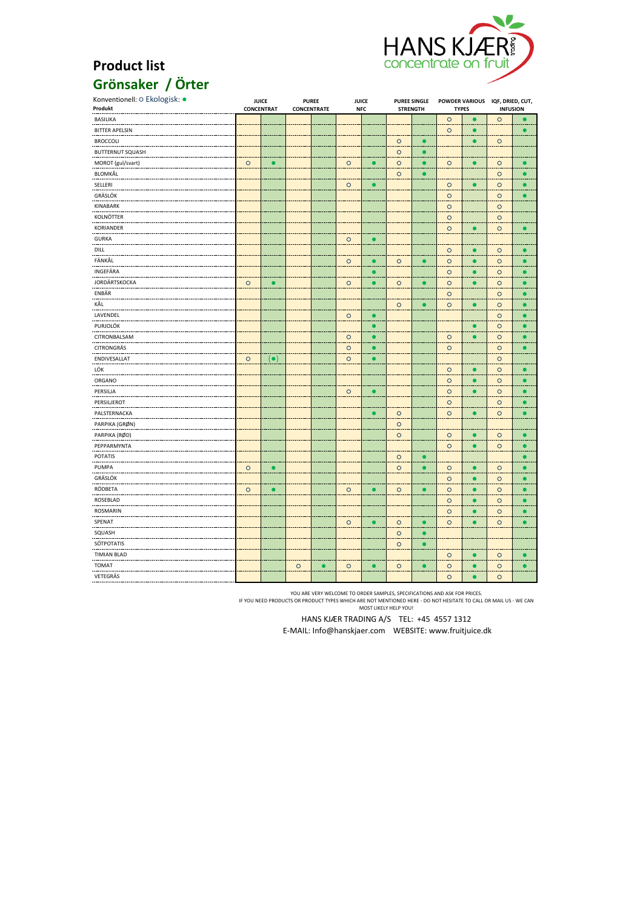# Product list

## Grönsaker / Örter

Konventionell: ○ Ekologisk: ●

| Produkt | JUICE CONCENTRAT | | PUREE CONCENTRATE | | JUICE NFC | | PUREE SINGLE STRENGTH | | POWDER VARIOUS TYPES | | IQF, DRIED, CUT, INFUSION | |
|---|---|---|---|---|---|---|---|---|---|---|---|---|
| BASILIKA | | | | | | | | | ○ | ● | ○ | ● |
| BITTER APELSIN | | | | | | | | | ○ | ● | | ● |
| BROCCOLI | | | | | | | ○ | ● | | ● | ○ | |
| BUTTERNUT SQUASH | | | | | | | ○ | ● | | | | |
| MOROT (gul/svart) | ○ | ● | | | ○ | ● | ○ | ● | ○ | ● | ○ | ● |
| BLOMKÅL | | | | | | | ○ | ● | | | ○ | ● |
| SELLERI | | | | | ○ | ● | | | ○ | ● | ○ | ● |
| GRÄSLÖK | | | | | | | | | ○ | | ○ | ● |
| KINABARK | | | | | | | | | ○ | | ○ | |
| KOLNÖTTER | | | | | | | | | ○ | | ○ | |
| KORIANDER | | | | | | | | | ○ | ● | ○ | ● |
| GURKA | | | | | ○ | ● | | | | | | |
| DILL | | | | | | | | | ○ | ● | ○ | ● |
| FÄNKÅL | | | | | ○ | ● | ○ | ● | ○ | ● | ○ | ● |
| INGEFÄRA | | | | | | ● | | | ○ | ● | ○ | ● |
| JORDÄRTSKOCKA | ○ | ● | | | ○ | ● | ○ | ● | ○ | ● | ○ | ● |
| ENBÄR | | | | | | | | | ○ | | ○ | ● |
| KÅL | | | | | | | ○ | ● | ○ | ● | ○ | ● |
| LAVENDEL | | | | | ○ | ● | | | | | ○ | ● |
| PURJOLÖK | | | | | | ● | | | | ● | ○ | ● |
| CITRONBALSAM | | | | | ○ | ● | | | ○ | ● | ○ | ● |
| CITRONGRÄS | | | | | ○ | ● | | | ○ | | ○ | ● |
| ENDIVESALLAT | ○ | (●) | | | ○ | ● | | | | | ○ | |
| LÖK | | | | | | | | | ○ | ● | ○ | ● |
| ORGANO | | | | | | | | | ○ | ● | ○ | ● |
| PERSILJA | | | | | ○ | ● | | | ○ | ● | ○ | ● |
| PERSILJEROT | | | | | | | | | ○ | | ○ | ● |
| PALSTERNACKA | | | | | | ● | ○ | | ○ | ● | ○ | ● |
| PARPIKA (GRØN) | | | | | | | ○ | | | | | |
| PARPIKA (RØD) | | | | | | | ○ | | ○ | ● | ○ | ● |
| PEPPARMYNTA | | | | | | | | | ○ | ● | ○ | ● |
| POTATIS | | | | | | | ○ | ● | | | | ● |
| PUMPA | ○ | ● | | | | | ○ | ● | ○ | ● | ○ | ● |
| GRÄSLÖK | | | | | | | | | ○ | ● | ○ | ● |
| RÖDBETA | ○ | ● | | | ○ | ● | ○ | ● | ○ | ● | ○ | ● |
| ROSEBLAD | | | | | | | | | ○ | ● | ○ | ● |
| ROSMARIN | | | | | | | | | ○ | ● | ○ | ● |
| SPENAT | | | | | ○ | ● | ○ | ● | ○ | ● | ○ | ● |
| SQUASH | | | | | | | ○ | ● | | | | |
| SÖTPOTATIS | | | | | | | ○ | ● | | | | |
| TIMIAN BLAD | | | | | | | | | ○ | ● | ○ | ● |
| TOMAT | | | ○ | ● | ○ | ● | ○ | ● | ○ | ● | ○ | ● |
| VETEGRÄS | | | | | | | | | ○ | ● | ○ | |

YOU ARE VERY WELCOME TO ORDER SAMPLES, SPECIFICATIONS AND ASK FOR PRICES.
IF YOU NEED PRODUCTS OR PRODUCT TYPES WHICH ARE NOT MENTIONED HERE - DO NOT HESITATE TO CALL OR MAIL US - WE CAN MOST LIKELY HELP YOU!

HANS KJÆR TRADING A/S TEL: +45 4557 1312

E-MAIL: Info@hanskjaer.com WEBSITE: www.fruitjuice.dk